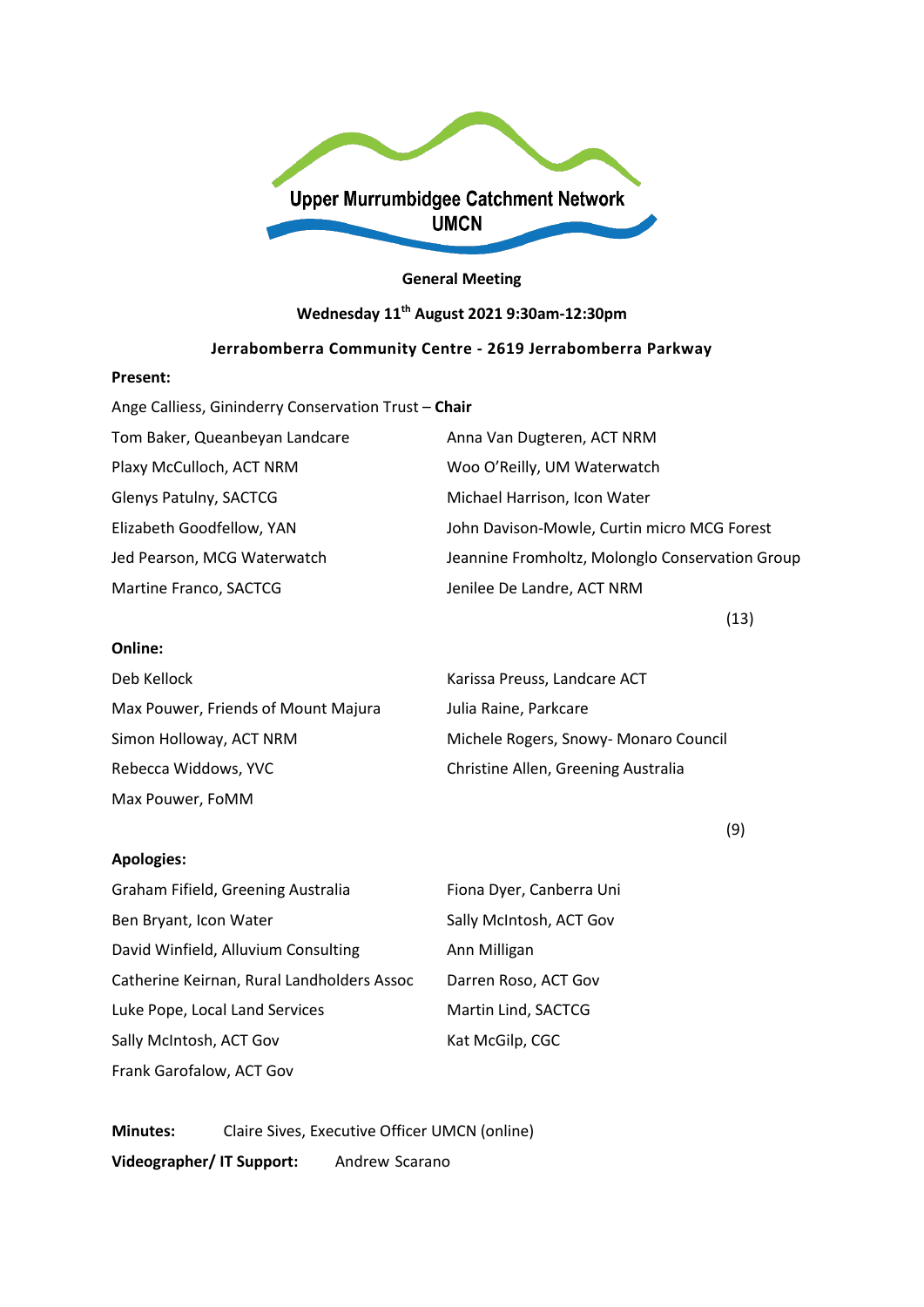Upper Murrumbidgee Catchment Network
UMCN

**General Meeting**

**Wednesday 11th August 2021 9:30am-12:30pm**

**Jerrabomberra Community Centre - 2619 Jerrabomberra Parkway**

**Present:**

Ange Calliess, Ginninderry Conservation Trust – **Chair**

Tom Baker, Queanbeyan Landcare

Plaxy McCulloch, ACT NRM

Glenys Patulny, SACTCG

Elizabeth Goodfellow, YAN

Jed Pearson, MCG Waterwatch

Martine Franco, SACTCG

Anna Van Dugteren, ACT NRM

Woo O'Reilly, UM Waterwatch

Michael Harrison, Icon Water

John Davison-Mowle, Curtin micro MCG Forest

Jeannine Fromholtz, Molonglo Conservation Group

Jenilee De Landre, ACT NRM

(13)

**Online:**

Deb Kellock

Max Pouwer, Friends of Mount Majura

Simon Holloway, ACT NRM

Rebecca Widdows, YVC

Max Pouwer, FoMM

Karissa Preuss, Landcare ACT

Julia Raine, Parkcare

Michele Rogers, Snowy- Monaro Council

Christine Allen, Greening Australia

(9)

**Apologies:**

Graham Fifield, Greening Australia

Ben Bryant, Icon Water

David Winfield, Alluvium Consulting

Catherine Keirnan, Rural Landholders Assoc

Luke Pope, Local Land Services

Sally McIntosh, ACT Gov

Frank Garofalow, ACT Gov

Fiona Dyer, Canberra Uni

Sally McIntosh, ACT Gov

Ann Milligan

Darren Roso, ACT Gov

Martin Lind, SACTCG

Kat McGilp, CGC

**Minutes:** Claire Sives, Executive Officer UMCN (online)

**Videographer/ IT Support:** Andrew Scarano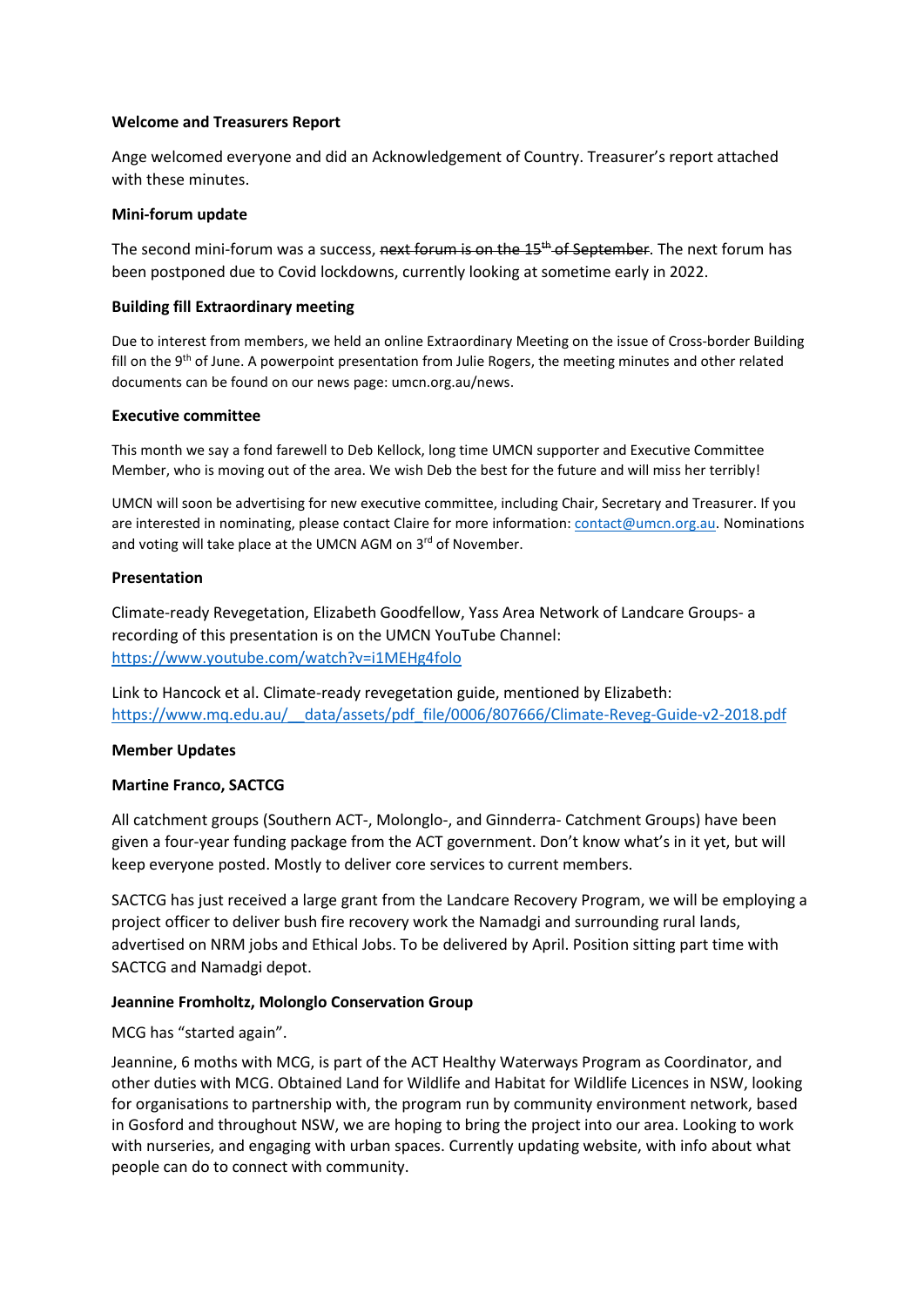**Welcome and Treasurers Report**

Ange welcomed everyone and did an Acknowledgement of Country. Treasurer's report attached with these minutes.

**Mini-forum update**

The second mini-forum was a success, ~~next forum is on the 15th of September~~. The next forum has been postponed due to Covid lockdowns, currently looking at sometime early in 2022.

**Building fill Extraordinary meeting**

Due to interest from members, we held an online Extraordinary Meeting on the issue of Cross-border Building fill on the 9th of June. A powerpoint presentation from Julie Rogers, the meeting minutes and other related documents can be found on our news page: umcn.org.au/news.

**Executive committee**

This month we say a fond farewell to Deb Kellock, long time UMCN supporter and Executive Committee Member, who is moving out of the area. We wish Deb the best for the future and will miss her terribly!

UMCN will soon be advertising for new executive committee, including Chair, Secretary and Treasurer. If you are interested in nominating, please contact Claire for more information: contact@umcn.org.au. Nominations and voting will take place at the UMCN AGM on 3rd of November.

**Presentation**

Climate-ready Revegetation, Elizabeth Goodfellow, Yass Area Network of Landcare Groups- a recording of this presentation is on the UMCN YouTube Channel: https://www.youtube.com/watch?v=i1MEHg4folo

Link to Hancock et al. Climate-ready revegetation guide, mentioned by Elizabeth: https://www.mq.edu.au/__data/assets/pdf_file/0006/807666/Climate-Reveg-Guide-v2-2018.pdf

**Member Updates**

**Martine Franco, SACTCG**

All catchment groups (Southern ACT-, Molonglo-, and Ginnderra- Catchment Groups) have been given a four-year funding package from the ACT government. Don't know what's in it yet, but will keep everyone posted. Mostly to deliver core services to current members.

SACTCG has just received a large grant from the Landcare Recovery Program, we will be employing a project officer to deliver bush fire recovery work the Namadgi and surrounding rural lands, advertised on NRM jobs and Ethical Jobs. To be delivered by April. Position sitting part time with SACTCG and Namadgi depot.

**Jeannine Fromholtz, Molonglo Conservation Group**

MCG has "started again".

Jeannine, 6 moths with MCG, is part of the ACT Healthy Waterways Program as Coordinator, and other duties with MCG. Obtained Land for Wildlife and Habitat for Wildlife Licences in NSW, looking for organisations to partnership with, the program run by community environment network, based in Gosford and throughout NSW, we are hoping to bring the project into our area. Looking to work with nurseries, and engaging with urban spaces. Currently updating website, with info about what people can do to connect with community.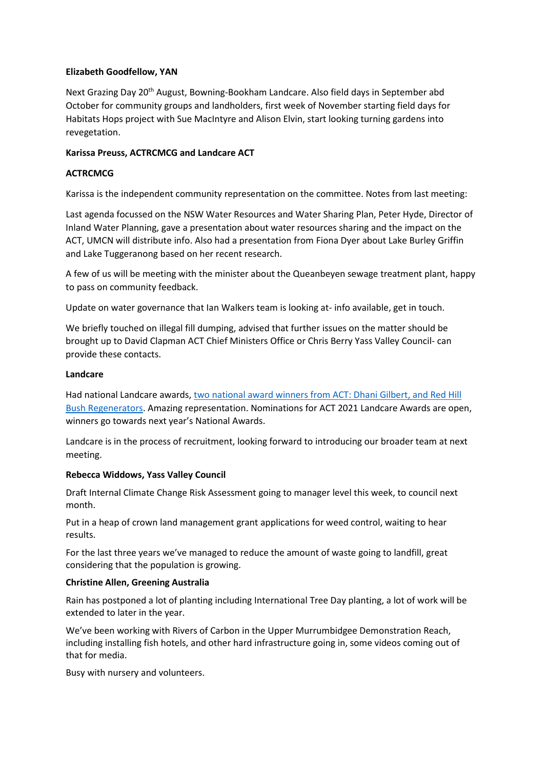**Elizabeth Goodfellow, YAN**

Next Grazing Day 20th August, Bowning-Bookham Landcare. Also field days in September abd October for community groups and landholders, first week of November starting field days for Habitats Hops project with Sue MacIntyre and Alison Elvin, start looking turning gardens into revegetation.

**Karissa Preuss, ACTRCMCG and Landcare ACT**

**ACTRCMCG**

Karissa is the independent community representation on the committee. Notes from last meeting:

Last agenda focussed on the NSW Water Resources and Water Sharing Plan, Peter Hyde, Director of Inland Water Planning, gave a presentation about water resources sharing and the impact on the ACT, UMCN will distribute info. Also had a presentation from Fiona Dyer about Lake Burley Griffin and Lake Tuggeranong based on her recent research.

A few of us will be meeting with the minister about the Queanbeyen sewage treatment plant, happy to pass on community feedback.

Update on water governance that Ian Walkers team is looking at- info available, get in touch.

We briefly touched on illegal fill dumping, advised that further issues on the matter should be brought up to David Clapman ACT Chief Ministers Office or Chris Berry Yass Valley Council- can provide these contacts.

**Landcare**

Had national Landcare awards, two national award winners from ACT: Dhani Gilbert, and Red Hill Bush Regenerators. Amazing representation. Nominations for ACT 2021 Landcare Awards are open, winners go towards next year's National Awards.

Landcare is in the process of recruitment, looking forward to introducing our broader team at next meeting.

**Rebecca Widdows, Yass Valley Council**

Draft Internal Climate Change Risk Assessment going to manager level this week, to council next month.

Put in a heap of crown land management grant applications for weed control, waiting to hear results.

For the last three years we've managed to reduce the amount of waste going to landfill, great considering that the population is growing.

**Christine Allen, Greening Australia**

Rain has postponed a lot of planting including International Tree Day planting, a lot of work will be extended to later in the year.

We've been working with Rivers of Carbon in the Upper Murrumbidgee Demonstration Reach, including installing fish hotels, and other hard infrastructure going in, some videos coming out of that for media.

Busy with nursery and volunteers.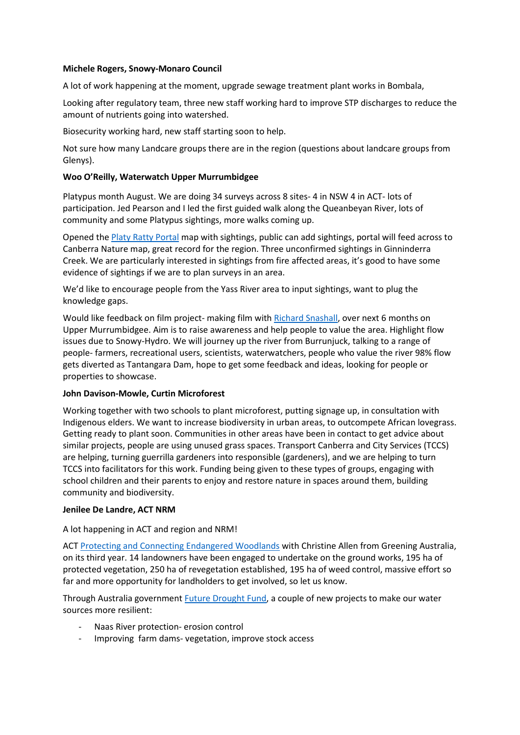**Michele Rogers, Snowy-Monaro Council**

A lot of work happening at the moment, upgrade sewage treatment plant works in Bombala,

Looking after regulatory team, three new staff working hard to improve STP discharges to reduce the amount of nutrients going into watershed.

Biosecurity working hard, new staff starting soon to help.

Not sure how many Landcare groups there are in the region (questions about landcare groups from Glenys).

**Woo O'Reilly, Waterwatch Upper Murrumbidgee**

Platypus month August. We are doing 34 surveys across 8 sites- 4 in NSW 4 in ACT- lots of participation. Jed Pearson and I led the first guided walk along the Queanbeyan River, lots of community and some Platypus sightings, more walks coming up.

Opened the Platy Ratty Portal map with sightings, public can add sightings, portal will feed across to Canberra Nature map, great record for the region. Three unconfirmed sightings in Ginninderra Creek. We are particularly interested in sightings from fire affected areas, it's good to have some evidence of sightings if we are to plan surveys in an area.

We'd like to encourage people from the Yass River area to input sightings, want to plug the knowledge gaps.

Would like feedback on film project- making film with Richard Snashall, over next 6 months on Upper Murrumbidgee. Aim is to raise awareness and help people to value the area. Highlight flow issues due to Snowy-Hydro. We will journey up the river from Burrunjuck, talking to a range of people- farmers, recreational users, scientists, waterwatchers, people who value the river 98% flow gets diverted as Tantangara Dam, hope to get some feedback and ideas, looking for people or properties to showcase.

**John Davison-Mowle, Curtin Microforest**

Working together with two schools to plant microforest, putting signage up, in consultation with Indigenous elders. We want to increase biodiversity in urban areas, to outcompete African lovegrass. Getting ready to plant soon. Communities in other areas have been in contact to get advice about similar projects, people are using unused grass spaces. Transport Canberra and City Services (TCCS) are helping, turning guerrilla gardeners into responsible (gardeners), and we are helping to turn TCCS into facilitators for this work. Funding being given to these types of groups, engaging with school children and their parents to enjoy and restore nature in spaces around them, building community and biodiversity.

**Jenilee De Landre, ACT NRM**

A lot happening in ACT and region and NRM!

ACT Protecting and Connecting Endangered Woodlands with Christine Allen from Greening Australia, on its third year. 14 landowners have been engaged to undertake on the ground works, 195 ha of protected vegetation, 250 ha of revegetation established, 195 ha of weed control, massive effort so far and more opportunity for landholders to get involved, so let us know.

Through Australia government Future Drought Fund, a couple of new projects to make our water sources more resilient:

- Naas River protection- erosion control
- Improving farm dams- vegetation, improve stock access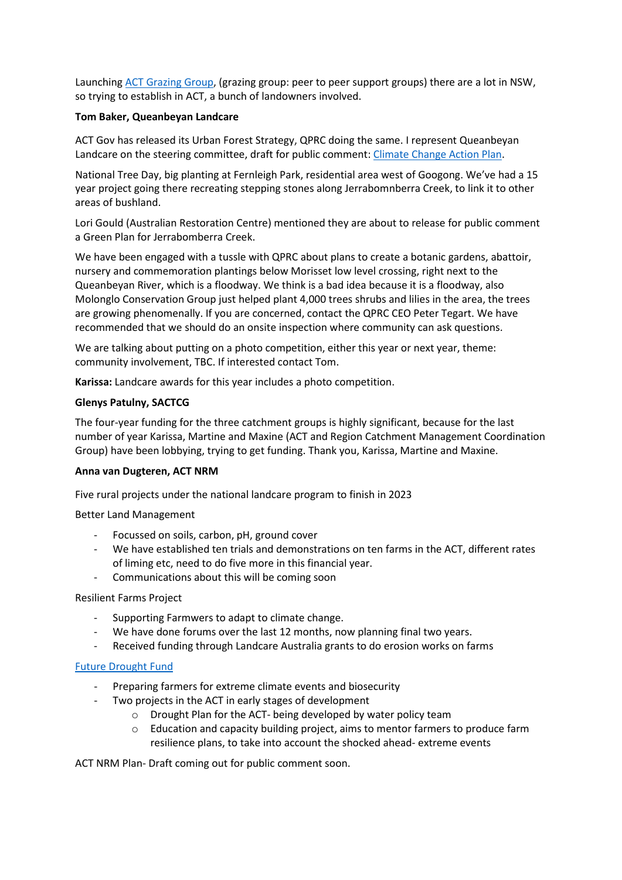Launching [ACT Grazing Group](), (grazing group: peer to peer support groups) there are a lot in NSW, so trying to establish in ACT, a bunch of landowners involved.

**Tom Baker, Queanbeyan Landcare**

ACT Gov has released its Urban Forest Strategy, QPRC doing the same. I represent Queanbeyan Landcare on the steering committee, draft for public comment: [Climate Change Action Plan]().

National Tree Day, big planting at Fernleigh Park, residential area west of Googong. We've had a 15 year project going there recreating stepping stones along Jerrabomnberra Creek, to link it to other areas of bushland.

Lori Gould (Australian Restoration Centre) mentioned they are about to release for public comment a Green Plan for Jerrabomberra Creek.

We have been engaged with a tussle with QPRC about plans to create a botanic gardens, abattoir, nursery and commemoration plantings below Morisset low level crossing, right next to the Queanbeyan River, which is a floodway. We think is a bad idea because it is a floodway, also Molonglo Conservation Group just helped plant 4,000 trees shrubs and lilies in the area, the trees are growing phenomenally. If you are concerned, contact the QPRC CEO Peter Tegart. We have recommended that we should do an onsite inspection where community can ask questions.

We are talking about putting on a photo competition, either this year or next year, theme: community involvement, TBC. If interested contact Tom.

**Karissa:** Landcare awards for this year includes a photo competition.

**Glenys Patulny, SACTCG**

The four-year funding for the three catchment groups is highly significant, because for the last number of year Karissa, Martine and Maxine (ACT and Region Catchment Management Coordination Group) have been lobbying, trying to get funding. Thank you, Karissa, Martine and Maxine.

**Anna van Dugteren, ACT NRM**

Five rural projects under the national landcare program to finish in 2023

Better Land Management

- Focussed on soils, carbon, pH, ground cover
- We have established ten trials and demonstrations on ten farms in the ACT, different rates of liming etc, need to do five more in this financial year.
- Communications about this will be coming soon

Resilient Farms Project

- Supporting Farmwers to adapt to climate change.
- We have done forums over the last 12 months, now planning final two years.
- Received funding through Landcare Australia grants to do erosion works on farms

[Future Drought Fund]()

- Preparing farmers for extreme climate events and biosecurity
- Two projects in the ACT in early stages of development
    - Drought Plan for the ACT- being developed by water policy team
    - Education and capacity building project, aims to mentor farmers to produce farm resilience plans, to take into account the shocked ahead- extreme events

ACT NRM Plan- Draft coming out for public comment soon.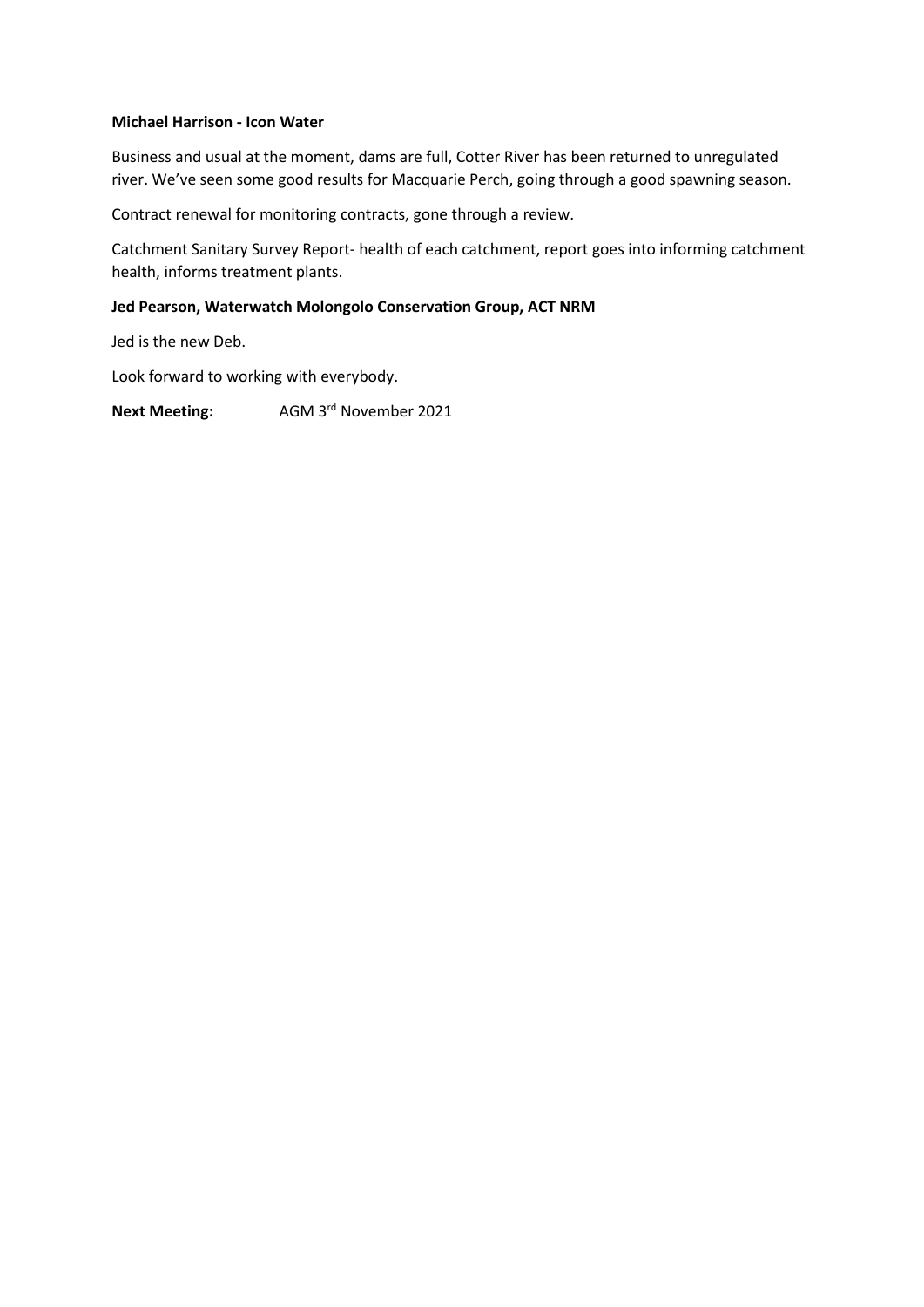**Michael Harrison - Icon Water**

Business and usual at the moment, dams are full, Cotter River has been returned to unregulated river. We've seen some good results for Macquarie Perch, going through a good spawning season.

Contract renewal for monitoring contracts, gone through a review.

Catchment Sanitary Survey Report- health of each catchment, report goes into informing catchment health, informs treatment plants.

**Jed Pearson, Waterwatch Molongolo Conservation Group, ACT NRM**

Jed is the new Deb.

Look forward to working with everybody.

**Next Meeting:** AGM 3rd November 2021